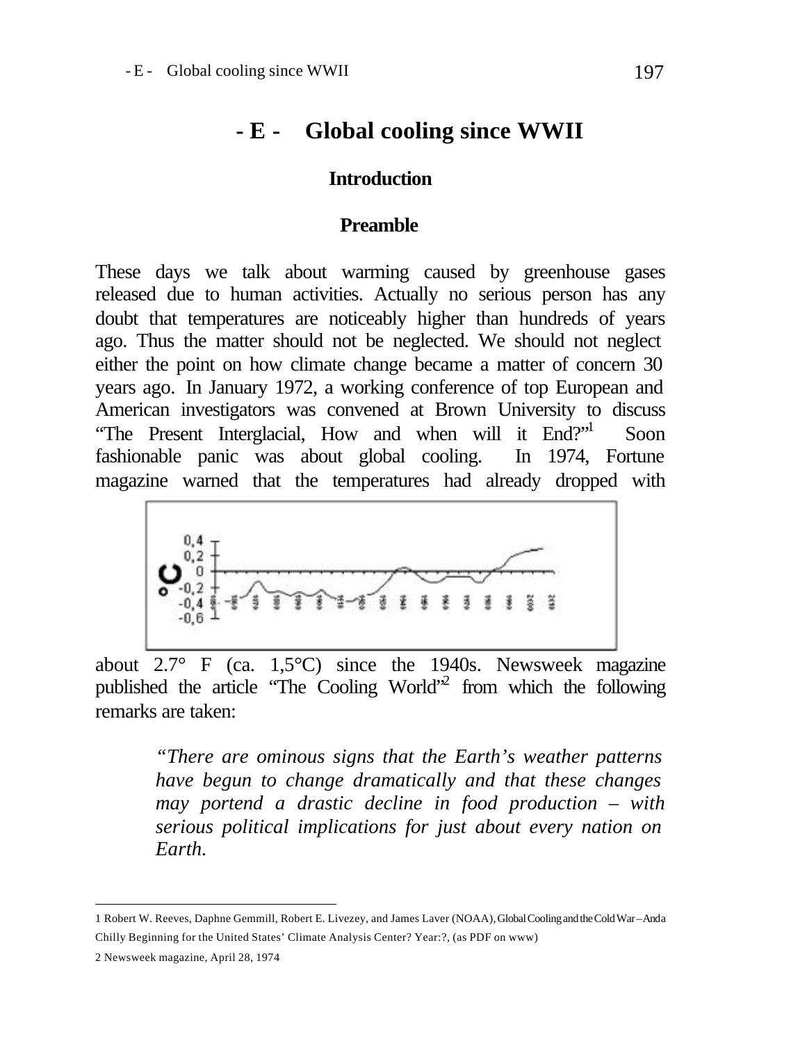# - E - Global cooling since WWII

## Introduction

### Preamble

These days we talk about warming caused by greenhouse gases released due to human activities. Actually no serious person has any doubt that temperatures are noticeably higher than hundreds of years ago. Thus the matter should not be neglected. We should not neglect either the point on how climate change became a matter of concern 30 years ago. In January 1972, a working conference of top European and American investigators was convened at Brown University to discuss "The Present Interglacial, How and when will it End?"[1] Soon fashionable panic was about global cooling. In 1974, Fortune magazine warned that the temperatures had already dropped with about 2.7° F (ca. 1,5°C) since the 1940s. Newsweek magazine published the article "The Cooling World"[2] from which the following remarks are taken:

> *"There are ominous signs that the Earth's weather patterns have begun to change dramatically and that these changes may portend a drastic decline in food production – with serious political implications for just about every nation on Earth.*

---

1 Robert W. Reeves, Daphne Gemmill, Robert E. Livezey, and James Laver (NOAA), Global Cooling and the Cold War – Anda Chilly Beginning for the United States' Climate Analysis Center? Year:?, (as PDF on www)

2 Newsweek magazine, April 28, 1974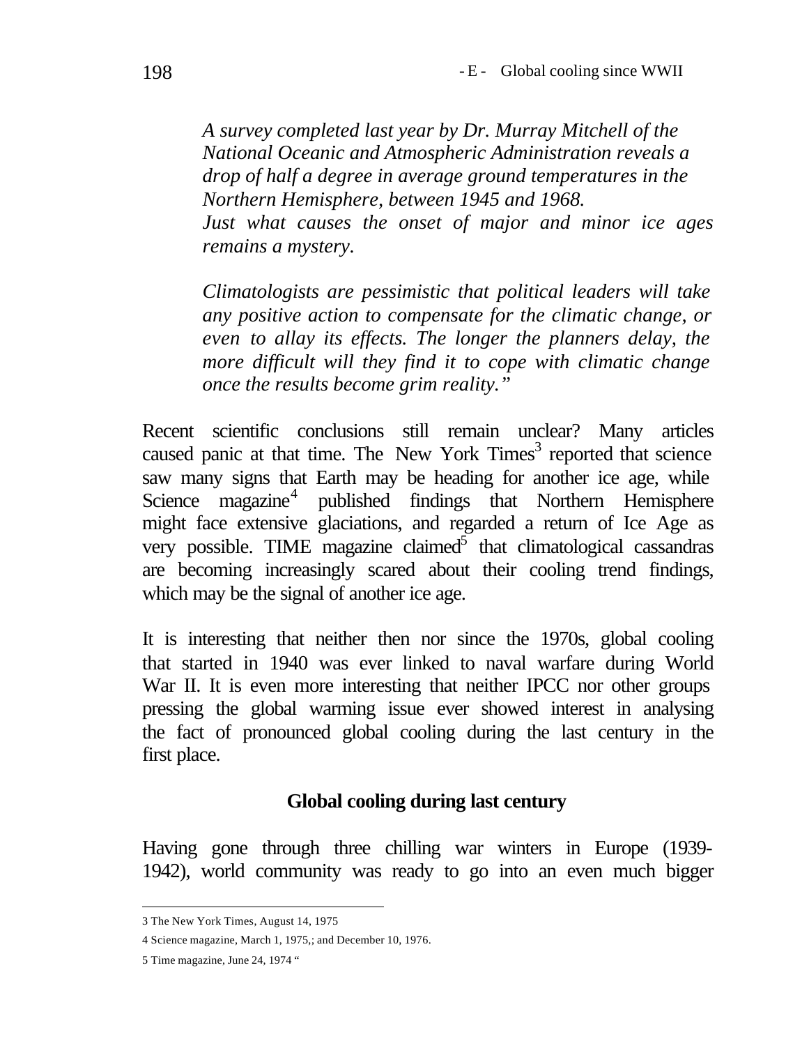*A survey completed last year by Dr. Murray Mitchell of the National Oceanic and Atmospheric Administration reveals a drop of half a degree in average ground temperatures in the Northern Hemisphere, between 1945 and 1968.*
*Just what causes the onset of major and minor ice ages remains a mystery.*

*Climatologists are pessimistic that political leaders will take any positive action to compensate for the climatic change, or even to allay its effects. The longer the planners delay, the more difficult will they find it to cope with climatic change once the results become grim reality."*

Recent scientific conclusions still remain unclear? Many articles caused panic at that time. The New York Times[3] reported that science saw many signs that Earth may be heading for another ice age, while Science magazine[4] published findings that Northern Hemisphere might face extensive glaciations, and regarded a return of Ice Age as very possible. TIME magazine claimed[5] that climatological cassandras are becoming increasingly scared about their cooling trend findings, which may be the signal of another ice age.

It is interesting that neither then nor since the 1970s, global cooling that started in 1940 was ever linked to naval warfare during World War II. It is even more interesting that neither IPCC nor other groups pressing the global warming issue ever showed interest in analysing the fact of pronounced global cooling during the last century in the first place.

## Global cooling during last century

Having gone through three chilling war winters in Europe (1939-1942), world community was ready to go into an even much bigger

---

3 The New York Times, August 14, 1975

4 Science magazine, March 1, 1975,; and December 10, 1976.

5 Time magazine, June 24, 1974 "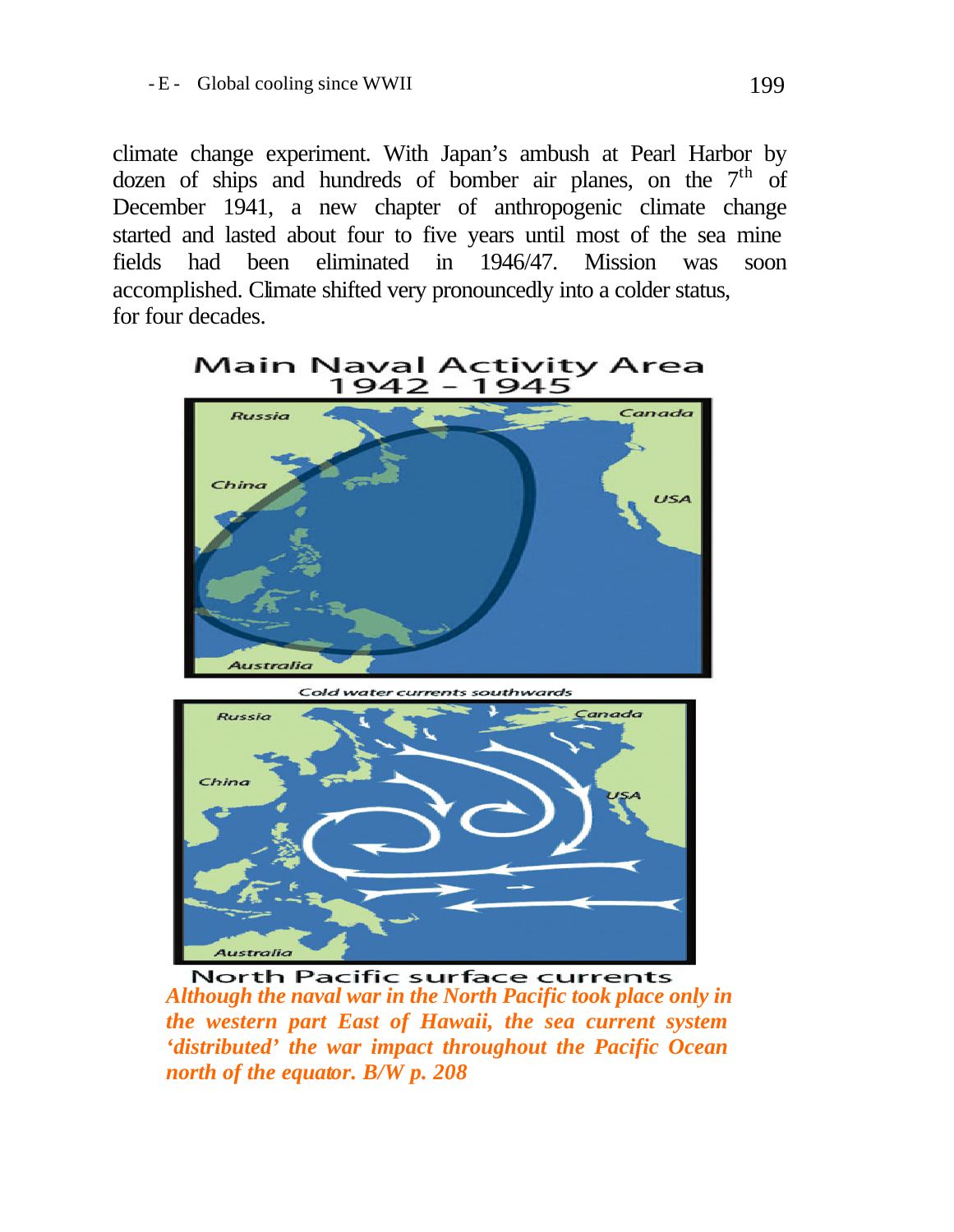climate change experiment. With Japan's ambush at Pearl Harbor by dozen of ships and hundreds of bomber air planes, on the 7th of December 1941, a new chapter of anthropogenic climate change started and lasted about four to five years until most of the sea mine fields had been eliminated in 1946/47. Mission was soon accomplished. Climate shifted very pronouncedly into a colder status, for four decades.

Main Naval Activity Area 1942 - 1945

Cold water currents southwards

North Pacific surface currents

***Although the naval war in the North Pacific took place only in the western part East of Hawaii, the sea current system 'distributed' the war impact throughout the Pacific Ocean north of the equator. B/W p. 208***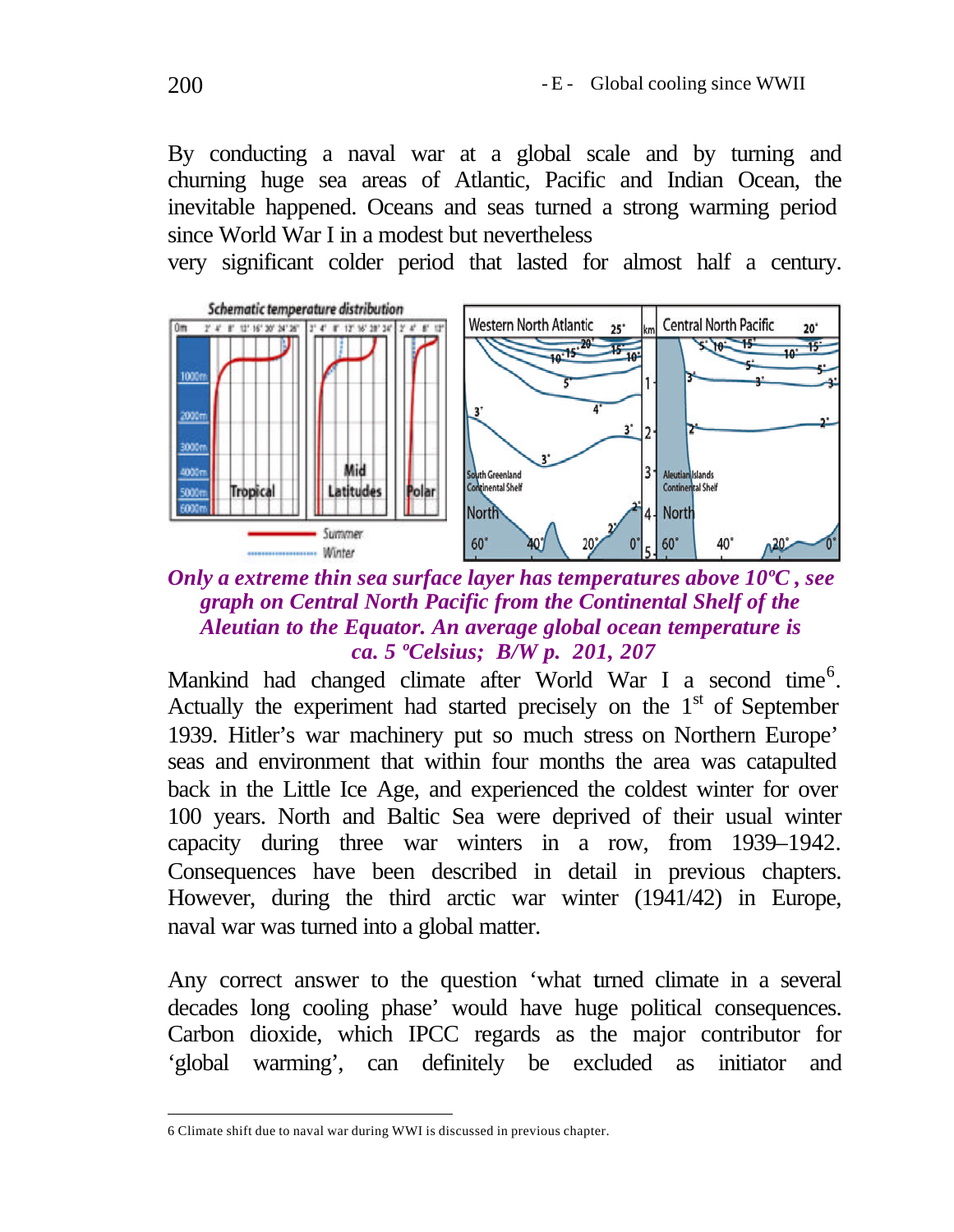By conducting a naval war at a global scale and by turning and churning huge sea areas of Atlantic, Pacific and Indian Ocean, the inevitable happened. Oceans and seas turned a strong warming period since World War I in a modest but nevertheless very significant colder period that lasted for almost half a century.

*Only a extreme thin sea surface layer has temperatures above 10ºC , see graph on Central North Pacific from the Continental Shelf of the Aleutian to the Equator. An average global ocean temperature is ca. 5 ºCelsius; B/W p. 201, 207*

Mankind had changed climate after World War I a second time[6]. Actually the experiment had started precisely on the 1st of September 1939. Hitler's war machinery put so much stress on Northern Europe' seas and environment that within four months the area was catapulted back in the Little Ice Age, and experienced the coldest winter for over 100 years. North and Baltic Sea were deprived of their usual winter capacity during three war winters in a row, from 1939–1942. Consequences have been described in detail in previous chapters. However, during the third arctic war winter (1941/42) in Europe, naval war was turned into a global matter.

Any correct answer to the question 'what turned climate in a several decades long cooling phase' would have huge political consequences. Carbon dioxide, which IPCC regards as the major contributor for 'global warming', can definitely be excluded as initiator and

---

6 Climate shift due to naval war during WWI is discussed in previous chapter.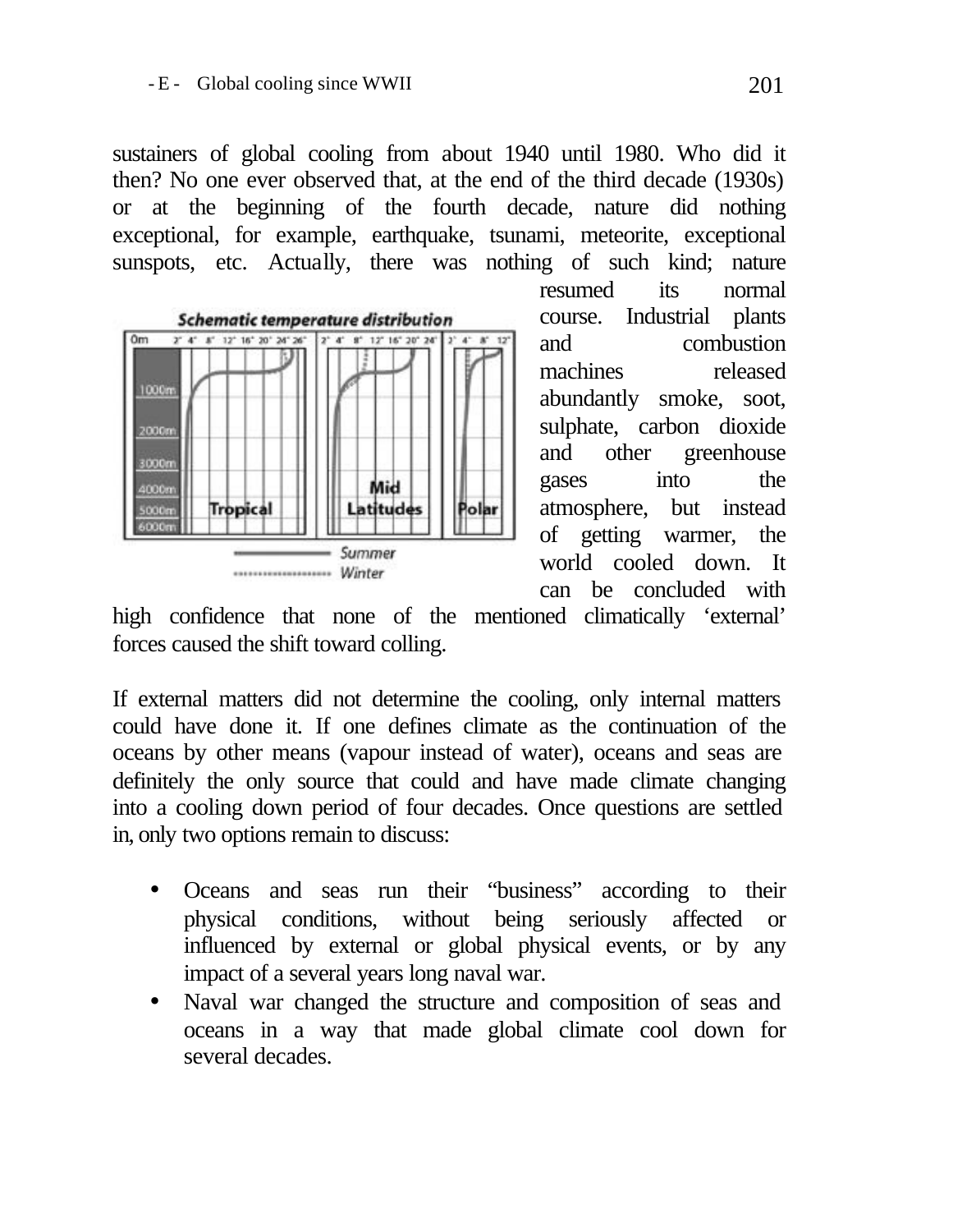sustainers of global cooling from about 1940 until 1980. Who did it then? No one ever observed that, at the end of the third decade (1930s) or at the beginning of the fourth decade, nature did nothing exceptional, for example, earthquake, tsunami, meteorite, exceptional sunspots, etc. Actually, there was nothing of such kind; nature resumed its normal course. Industrial plants and combustion machines released abundantly smoke, soot, sulphate, carbon dioxide and other greenhouse gases into the atmosphere, but instead of getting warmer, the world cooled down. It can be concluded with high confidence that none of the mentioned climatically 'external' forces caused the shift toward colling.

If external matters did not determine the cooling, only internal matters could have done it. If one defines climate as the continuation of the oceans by other means (vapour instead of water), oceans and seas are definitely the only source that could and have made climate changing into a cooling down period of four decades. Once questions are settled in, only two options remain to discuss:

- Oceans and seas run their "business" according to their physical conditions, without being seriously affected or influenced by external or global physical events, or by any impact of a several years long naval war.
- Naval war changed the structure and composition of seas and oceans in a way that made global climate cool down for several decades.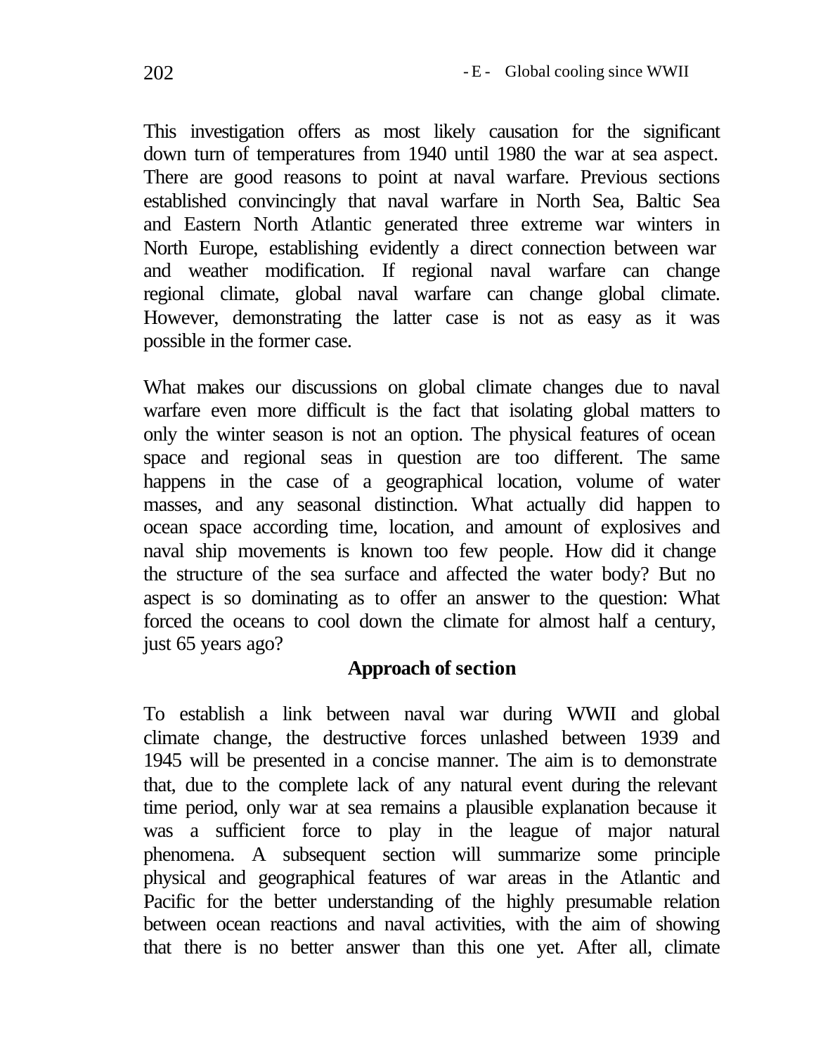This investigation offers as most likely causation for the significant down turn of temperatures from 1940 until 1980 the war at sea aspect. There are good reasons to point at naval warfare. Previous sections established convincingly that naval warfare in North Sea, Baltic Sea and Eastern North Atlantic generated three extreme war winters in North Europe, establishing evidently a direct connection between war and weather modification. If regional naval warfare can change regional climate, global naval warfare can change global climate. However, demonstrating the latter case is not as easy as it was possible in the former case.

What makes our discussions on global climate changes due to naval warfare even more difficult is the fact that isolating global matters to only the winter season is not an option. The physical features of ocean space and regional seas in question are too different. The same happens in the case of a geographical location, volume of water masses, and any seasonal distinction. What actually did happen to ocean space according time, location, and amount of explosives and naval ship movements is known too few people. How did it change the structure of the sea surface and affected the water body? But no aspect is so dominating as to offer an answer to the question: What forced the oceans to cool down the climate for almost half a century, just 65 years ago?

## Approach of section

To establish a link between naval war during WWII and global climate change, the destructive forces unlashed between 1939 and 1945 will be presented in a concise manner. The aim is to demonstrate that, due to the complete lack of any natural event during the relevant time period, only war at sea remains a plausible explanation because it was a sufficient force to play in the league of major natural phenomena. A subsequent section will summarize some principle physical and geographical features of war areas in the Atlantic and Pacific for the better understanding of the highly presumable relation between ocean reactions and naval activities, with the aim of showing that there is no better answer than this one yet. After all, climate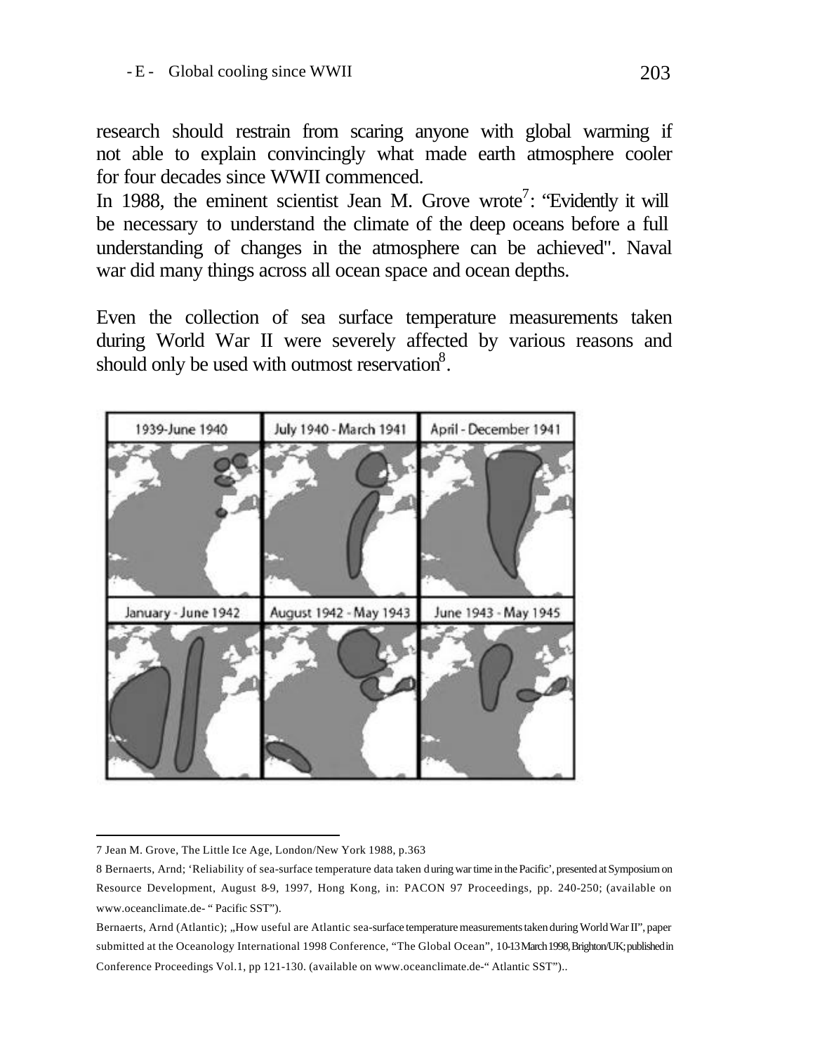research should restrain from scaring anyone with global warming if not able to explain convincingly what made earth atmosphere cooler for four decades since WWII commenced.

In 1988, the eminent scientist Jean M. Grove wrote[7]: "Evidently it will be necessary to understand the climate of the deep oceans before a full understanding of changes in the atmosphere can be achieved". Naval war did many things across all ocean space and ocean depths.

Even the collection of sea surface temperature measurements taken during World War II were severely affected by various reasons and should only be used with outmost reservation[8].

1939-June 1940

July 1940 - March 1941

April - December 1941

January - June 1942

August 1942 - May 1943

June 1943 - May 1945

---

7 Jean M. Grove, The Little Ice Age, London/New York 1988, p.363

8 Bernaerts, Arnd; 'Reliability of sea-surface temperature data taken during war time in the Pacific', presented at Symposium on Resource Development, August 8-9, 1997, Hong Kong, in: PACON 97 Proceedings, pp. 240-250; (available on www.oceanclimate.de- " Pacific SST").

Bernaerts, Arnd (Atlantic); „How useful are Atlantic sea-surface temperature measurements taken during World War II", paper submitted at the Oceanology International 1998 Conference, "The Global Ocean", 10-13 March 1998, Brighton/UK; published in Conference Proceedings Vol.1, pp 121-130. (available on www.oceanclimate.de-" Atlantic SST")..